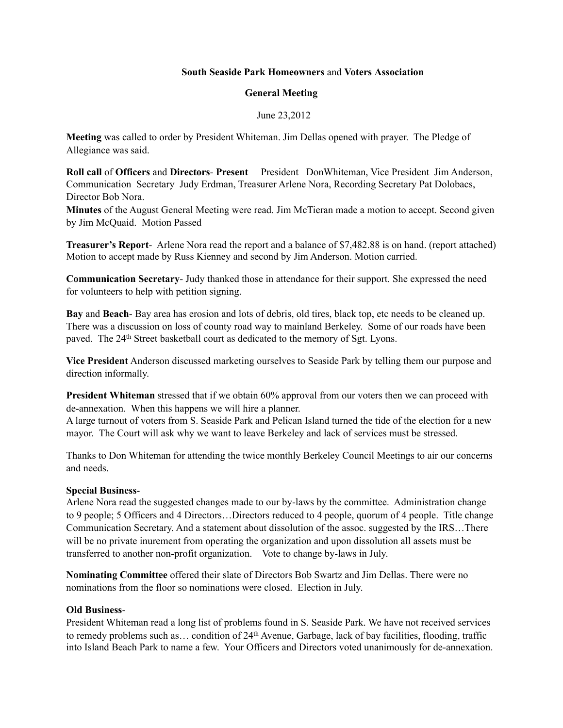**South Seaside Park Homeowners** and **Voters Association**

**General Meeting**

June 23,2012

**Meeting** was called to order by President Whiteman. Jim Dellas opened with prayer. The Pledge of Allegiance was said.

**Roll call** of **Officers** and **Directors**- **Present** President DonWhiteman, Vice President Jim Anderson, Communication Secretary Judy Erdman, Treasurer Arlene Nora, Recording Secretary Pat Dolobacs, Director Bob Nora.

**Minutes** of the August General Meeting were read. Jim McTieran made a motion to accept. Second given by Jim McQuaid. Motion Passed

**Treasurer's Report**- Arlene Nora read the report and a balance of $7,482.88 is on hand. (report attached) Motion to accept made by Russ Kienney and second by Jim Anderson. Motion carried.

**Communication Secretary**- Judy thanked those in attendance for their support. She expressed the need for volunteers to help with petition signing.

**Bay** and **Beach**- Bay area has erosion and lots of debris, old tires, black top, etc needs to be cleaned up. There was a discussion on loss of county road way to mainland Berkeley. Some of our roads have been paved. The 24th Street basketball court as dedicated to the memory of Sgt. Lyons.

**Vice President** Anderson discussed marketing ourselves to Seaside Park by telling them our purpose and direction informally.

**President Whiteman** stressed that if we obtain 60% approval from our voters then we can proceed with de-annexation. When this happens we will hire a planner.
A large turnout of voters from S. Seaside Park and Pelican Island turned the tide of the election for a new mayor. The Court will ask why we want to leave Berkeley and lack of services must be stressed.

Thanks to Don Whiteman for attending the twice monthly Berkeley Council Meetings to air our concerns and needs.

**Special Business**-
Arlene Nora read the suggested changes made to our by-laws by the committee. Administration change to 9 people; 5 Officers and 4 Directors…Directors reduced to 4 people, quorum of 4 people. Title change Communication Secretary. And a statement about dissolution of the assoc. suggested by the IRS…There will be no private inurement from operating the organization and upon dissolution all assets must be transferred to another non-profit organization. Vote to change by-laws in July.

**Nominating Committee** offered their slate of Directors Bob Swartz and Jim Dellas. There were no nominations from the floor so nominations were closed. Election in July.

**Old Business**-
President Whiteman read a long list of problems found in S. Seaside Park. We have not received services to remedy problems such as… condition of 24th Avenue, Garbage, lack of bay facilities, flooding, traffic into Island Beach Park to name a few. Your Officers and Directors voted unanimously for de-annexation.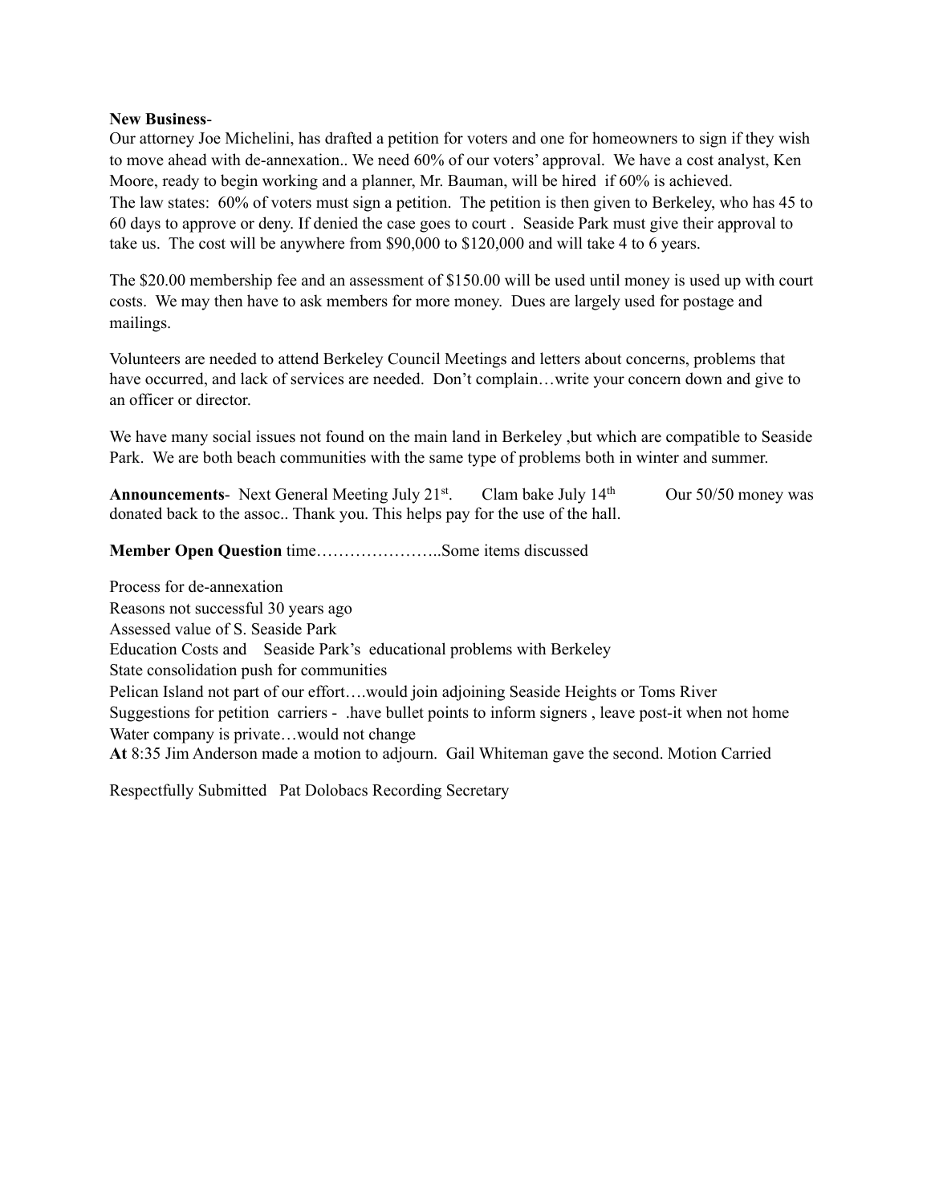**New Business**-
Our attorney Joe Michelini, has drafted a petition for voters and one for homeowners to sign if they wish to move ahead with de-annexation.. We need 60% of our voters' approval. We have a cost analyst, Ken Moore, ready to begin working and a planner, Mr. Bauman, will be hired if 60% is achieved.
The law states: 60% of voters must sign a petition. The petition is then given to Berkeley, who has 45 to 60 days to approve or deny. If denied the case goes to court . Seaside Park must give their approval to take us. The cost will be anywhere from $90,000 to $120,000 and will take 4 to 6 years.

The $20.00 membership fee and an assessment of $150.00 will be used until money is used up with court costs. We may then have to ask members for more money. Dues are largely used for postage and mailings.

Volunteers are needed to attend Berkeley Council Meetings and letters about concerns, problems that have occurred, and lack of services are needed. Don't complain…write your concern down and give to an officer or director.

We have many social issues not found on the main land in Berkeley ,but which are compatible to Seaside Park. We are both beach communities with the same type of problems both in winter and summer.

**Announcements**- Next General Meeting July 21st. Clam bake July 14th Our 50/50 money was donated back to the assoc.. Thank you. This helps pay for the use of the hall.

**Member Open Question** time…………………..Some items discussed

Process for de-annexation
Reasons not successful 30 years ago
Assessed value of S. Seaside Park
Education Costs and Seaside Park's educational problems with Berkeley
State consolidation push for communities
Pelican Island not part of our effort….would join adjoining Seaside Heights or Toms River
Suggestions for petition carriers - .have bullet points to inform signers , leave post-it when not home
Water company is private…would not change
**At** 8:35 Jim Anderson made a motion to adjourn. Gail Whiteman gave the second. Motion Carried

Respectfully Submitted Pat Dolobacs Recording Secretary